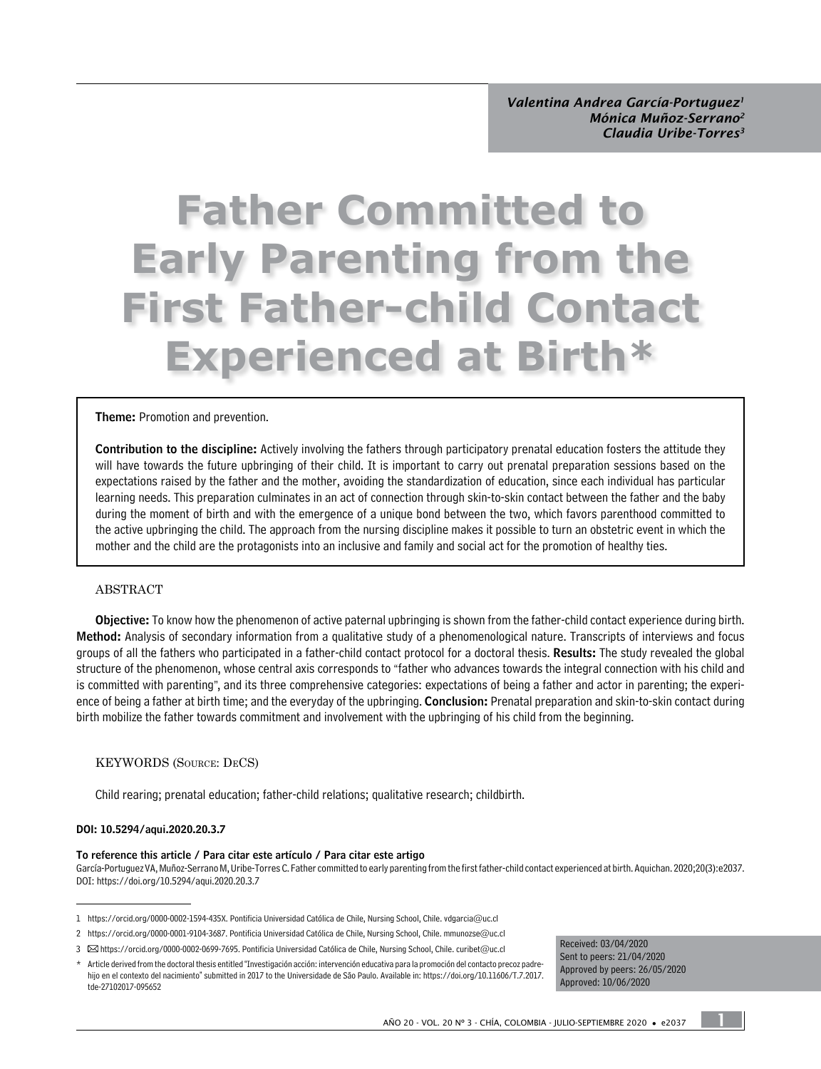Valentina Andrea García-Portuguez[1]
Mónica Muñoz-Serrano[2]
Claudia Uribe-Torres[3]

# Father Committed to Early Parenting from the First Father-child Contact Experienced at Birth*

**Theme:** Promotion and prevention.

**Contribution to the discipline:** Actively involving the fathers through participatory prenatal education fosters the attitude they will have towards the future upbringing of their child. It is important to carry out prenatal preparation sessions based on the expectations raised by the father and the mother, avoiding the standardization of education, since each individual has particular learning needs. This preparation culminates in an act of connection through skin-to-skin contact between the father and the baby during the moment of birth and with the emergence of a unique bond between the two, which favors parenthood committed to the active upbringing the child. The approach from the nursing discipline makes it possible to turn an obstetric event in which the mother and the child are the protagonists into an inclusive and family and social act for the promotion of healthy ties.

## ABSTRACT

**Objective:** To know how the phenomenon of active paternal upbringing is shown from the father-child contact experience during birth. **Method:** Analysis of secondary information from a qualitative study of a phenomenological nature. Transcripts of interviews and focus groups of all the fathers who participated in a father-child contact protocol for a doctoral thesis. **Results:** The study revealed the global structure of the phenomenon, whose central axis corresponds to "father who advances towards the integral connection with his child and is committed with parenting", and its three comprehensive categories: expectations of being a father and actor in parenting; the experience of being a father at birth time; and the everyday of the upbringing. **Conclusion:** Prenatal preparation and skin-to-skin contact during birth mobilize the father towards commitment and involvement with the upbringing of his child from the beginning.

## KEYWORDS (Source: DeCS)

Child rearing; prenatal education; father-child relations; qualitative research; childbirth.

**DOI: 10.5294/aqui.2020.20.3.7**

**To reference this article / Para citar este artículo / Para citar este artigo**
García-Portuguez VA, Muñoz-Serrano M, Uribe-Torres C. Father committed to early parenting from the first father-child contact experienced at birth. Aquichan. 2020;20(3):e2037. DOI: https://doi.org/10.5294/aqui.2020.20.3.7

1 https://orcid.org/0000-0002-1594-435X. Pontificia Universidad Católica de Chile, Nursing School, Chile. vdgarcia@uc.cl

2 https://orcid.org/0000-0001-9104-3687. Pontificia Universidad Católica de Chile, Nursing School, Chile. mmunozse@uc.cl

3 ✉ https://orcid.org/0000-0002-0699-7695. Pontificia Universidad Católica de Chile, Nursing School, Chile. curibet@uc.cl

\* Article derived from the doctoral thesis entitled "Investigación acción: intervención educativa para la promoción del contacto precoz padre-hijo en el contexto del nacimiento" submitted in 2017 to the Universidade de São Paulo. Available in: https://doi.org/10.11606/T.7.2017.tde-27102017-095652

Received: 03/04/2020
Sent to peers: 21/04/2020
Approved by peers: 26/05/2020
Approved: 10/06/2020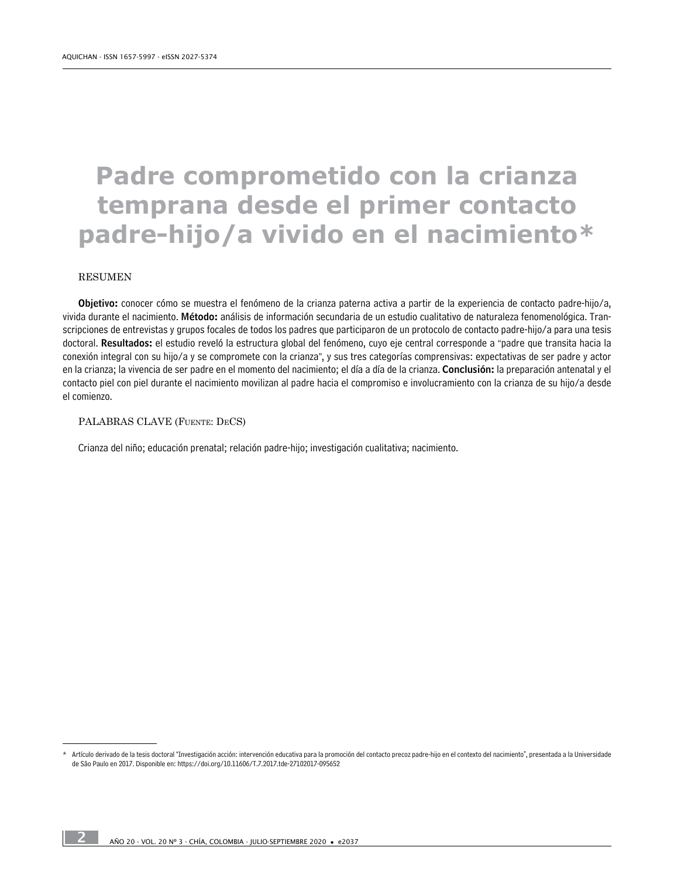# Padre comprometido con la crianza temprana desde el primer contacto padre-hijo/a vivido en el nacimiento*

RESUMEN

**Objetivo:** conocer cómo se muestra el fenómeno de la crianza paterna activa a partir de la experiencia de contacto padre-hijo/a, vivida durante el nacimiento. **Método:** análisis de información secundaria de un estudio cualitativo de naturaleza fenomenológica. Transcripciones de entrevistas y grupos focales de todos los padres que participaron de un protocolo de contacto padre-hijo/a para una tesis doctoral. **Resultados:** el estudio reveló la estructura global del fenómeno, cuyo eje central corresponde a "padre que transita hacia la conexión integral con su hijo/a y se compromete con la crianza", y sus tres categorías comprensivas: expectativas de ser padre y actor en la crianza; la vivencia de ser padre en el momento del nacimiento; el día a día de la crianza. **Conclusión:** la preparación antenatal y el contacto piel con piel durante el nacimiento movilizan al padre hacia el compromiso e involucramiento con la crianza de su hijo/a desde el comienzo.

PALABRAS CLAVE (Fuente: DeCS)

Crianza del niño; educación prenatal; relación padre-hijo; investigación cualitativa; nacimiento.

---

* Artículo derivado de la tesis doctoral "Investigación acción: intervención educativa para la promoción del contacto precoz padre-hijo en el contexto del nacimiento", presentada a la Universidade de São Paulo en 2017. Disponible en: https://doi.org/10.11606/T.7.2017.tde-27102017-095652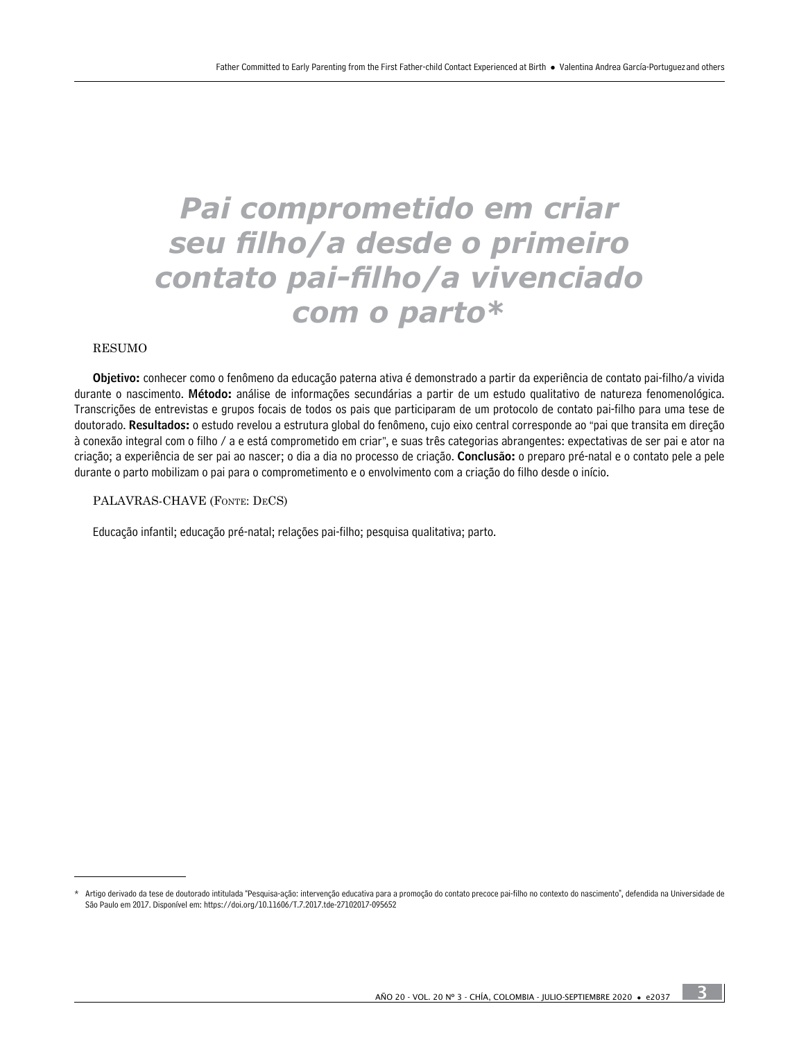# Pai comprometido em criar seu filho/a desde o primeiro contato pai-filho/a vivenciado com o parto*

RESUMO

**Objetivo:** conhecer como o fenômeno da educação paterna ativa é demonstrado a partir da experiência de contato pai-filho/a vivida durante o nascimento. **Método:** análise de informações secundárias a partir de um estudo qualitativo de natureza fenomenológica. Transcrições de entrevistas e grupos focais de todos os pais que participaram de um protocolo de contato pai-filho para uma tese de doutorado. **Resultados:** o estudo revelou a estrutura global do fenômeno, cujo eixo central corresponde ao "pai que transita em direção à conexão integral com o filho / a e está comprometido em criar", e suas três categorias abrangentes: expectativas de ser pai e ator na criação; a experiência de ser pai ao nascer; o dia a dia no processo de criação. **Conclusão:** o preparo pré-natal e o contato pele a pele durante o parto mobilizam o pai para o comprometimento e o envolvimento com a criação do filho desde o início.

PALAVRAS-CHAVE (Fonte: DeCS)

Educação infantil; educação pré-natal; relações pai-filho; pesquisa qualitativa; parto.

---

\* Artigo derivado da tese de doutorado intitulada "Pesquisa-ação: intervenção educativa para a promoção do contato precoce pai-filho no contexto do nascimento", defendida na Universidade de São Paulo em 2017. Disponível em: https://doi.org/10.11606/T.7.2017.tde-27102017-095652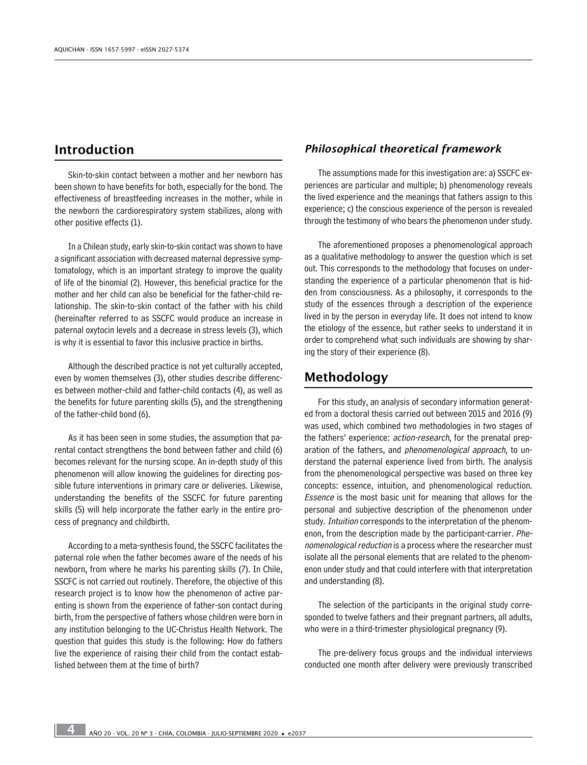## Introduction

Skin-to-skin contact between a mother and her newborn has been shown to have benefits for both, especially for the bond. The effectiveness of breastfeeding increases in the mother, while in the newborn the cardiorespiratory system stabilizes, along with other positive effects (1).

In a Chilean study, early skin-to-skin contact was shown to have a significant association with decreased maternal depressive symptomatology, which is an important strategy to improve the quality of life of the binomial (2). However, this beneficial practice for the mother and her child can also be beneficial for the father-child relationship. The skin-to-skin contact of the father with his child (hereinafter referred to as SSCFC would produce an increase in paternal oxytocin levels and a decrease in stress levels (3), which is why it is essential to favor this inclusive practice in births.

Although the described practice is not yet culturally accepted, even by women themselves (3), other studies describe differences between mother-child and father-child contacts (4), as well as the benefits for future parenting skills (5), and the strengthening of the father-child bond (6).

As it has been seen in some studies, the assumption that parental contact strengthens the bond between father and child (6) becomes relevant for the nursing scope. An in-depth study of this phenomenon will allow knowing the guidelines for directing possible future interventions in primary care or deliveries. Likewise, understanding the benefits of the SSCFC for future parenting skills (5) will help incorporate the father early in the entire process of pregnancy and childbirth.

According to a meta-synthesis found, the SSCFC facilitates the paternal role when the father becomes aware of the needs of his newborn, from where he marks his parenting skills (7). In Chile, SSCFC is not carried out routinely. Therefore, the objective of this research project is to know how the phenomenon of active parenting is shown from the experience of father-son contact during birth, from the perspective of fathers whose children were born in any institution belonging to the UC-Christus Health Network. The question that guides this study is the following: How do fathers live the experience of raising their child from the contact established between them at the time of birth?

### *Philosophical theoretical framework*

The assumptions made for this investigation are: a) SSCFC experiences are particular and multiple; b) phenomenology reveals the lived experience and the meanings that fathers assign to this experience; c) the conscious experience of the person is revealed through the testimony of who bears the phenomenon under study.

The aforementioned proposes a phenomenological approach as a qualitative methodology to answer the question which is set out. This corresponds to the methodology that focuses on understanding the experience of a particular phenomenon that is hidden from consciousness. As a philosophy, it corresponds to the study of the essences through a description of the experience lived in by the person in everyday life. It does not intend to know the etiology of the essence, but rather seeks to understand it in order to comprehend what such individuals are showing by sharing the story of their experience (8).

## Methodology

For this study, an analysis of secondary information generated from a doctoral thesis carried out between 2015 and 2016 (9) was used, which combined two methodologies in two stages of the fathers' experience: *action-research*, for the prenatal preparation of the fathers, and *phenomenological approach*, to understand the paternal experience lived from birth. The analysis from the phenomenological perspective was based on three key concepts: essence, intuition, and phenomenological reduction. *Essence* is the most basic unit for meaning that allows for the personal and subjective description of the phenomenon under study. *Intuition* corresponds to the interpretation of the phenomenon, from the description made by the participant-carrier. *Phenomenological reduction* is a process where the researcher must isolate all the personal elements that are related to the phenomenon under study and that could interfere with that interpretation and understanding (8).

The selection of the participants in the original study corresponded to twelve fathers and their pregnant partners, all adults, who were in a third-trimester physiological pregnancy (9).

The pre-delivery focus groups and the individual interviews conducted one month after delivery were previously transcribed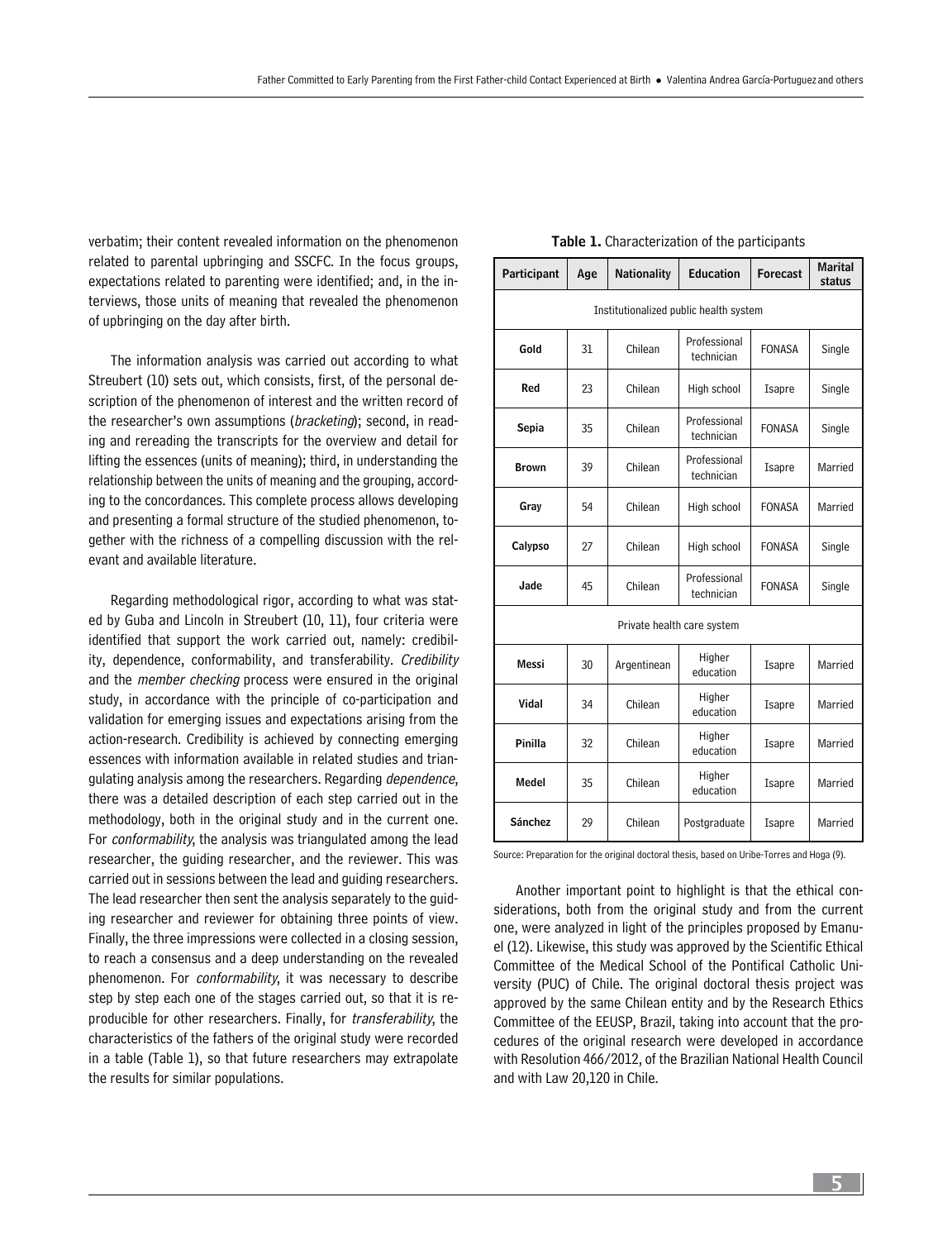verbatim; their content revealed information on the phenomenon related to parental upbringing and SSCFC. In the focus groups, expectations related to parenting were identified; and, in the interviews, those units of meaning that revealed the phenomenon of upbringing on the day after birth.

The information analysis was carried out according to what Streubert (10) sets out, which consists, first, of the personal description of the phenomenon of interest and the written record of the researcher's own assumptions (*bracketing*); second, in reading and rereading the transcripts for the overview and detail for lifting the essences (units of meaning); third, in understanding the relationship between the units of meaning and the grouping, according to the concordances. This complete process allows developing and presenting a formal structure of the studied phenomenon, together with the richness of a compelling discussion with the relevant and available literature.

Regarding methodological rigor, according to what was stated by Guba and Lincoln in Streubert (10, 11), four criteria were identified that support the work carried out, namely: credibility, dependence, conformability, and transferability. *Credibility* and the *member checking* process were ensured in the original study, in accordance with the principle of co-participation and validation for emerging issues and expectations arising from the action-research. Credibility is achieved by connecting emerging essences with information available in related studies and triangulating analysis among the researchers. Regarding *dependence*, there was a detailed description of each step carried out in the methodology, both in the original study and in the current one. For *conformability*, the analysis was triangulated among the lead researcher, the guiding researcher, and the reviewer. This was carried out in sessions between the lead and guiding researchers. The lead researcher then sent the analysis separately to the guiding researcher and reviewer for obtaining three points of view. Finally, the three impressions were collected in a closing session, to reach a consensus and a deep understanding on the revealed phenomenon. For *conformability*, it was necessary to describe step by step each one of the stages carried out, so that it is reproducible for other researchers. Finally, for *transferability*, the characteristics of the fathers of the original study were recorded in a table (Table 1), so that future researchers may extrapolate the results for similar populations.

**Table 1.** Characterization of the participants

| Participant | Age | Nationality | Education | Forecast | Marital status |
|---|---|---|---|---|---|
| Institutionalized public health system | | | | | |
| **Gold** | 31 | Chilean | Professional technician | FONASA | Single |
| **Red** | 23 | Chilean | High school | Isapre | Single |
| **Sepia** | 35 | Chilean | Professional technician | FONASA | Single |
| **Brown** | 39 | Chilean | Professional technician | Isapre | Married |
| **Gray** | 54 | Chilean | High school | FONASA | Married |
| **Calypso** | 27 | Chilean | High school | FONASA | Single |
| **Jade** | 45 | Chilean | Professional technician | FONASA | Single |
| Private health care system | | | | | |
| **Messi** | 30 | Argentinean | Higher education | Isapre | Married |
| **Vidal** | 34 | Chilean | Higher education | Isapre | Married |
| **Pinilla** | 32 | Chilean | Higher education | Isapre | Married |
| **Medel** | 35 | Chilean | Higher education | Isapre | Married |
| **Sánchez** | 29 | Chilean | Postgraduate | Isapre | Married |

Source: Preparation for the original doctoral thesis, based on Uribe-Torres and Hoga (9).

Another important point to highlight is that the ethical considerations, both from the original study and from the current one, were analyzed in light of the principles proposed by Emanuel (12). Likewise, this study was approved by the Scientific Ethical Committee of the Medical School of the Pontifical Catholic University (PUC) of Chile. The original doctoral thesis project was approved by the same Chilean entity and by the Research Ethics Committee of the EEUSP, Brazil, taking into account that the procedures of the original research were developed in accordance with Resolution 466/2012, of the Brazilian National Health Council and with Law 20,120 in Chile.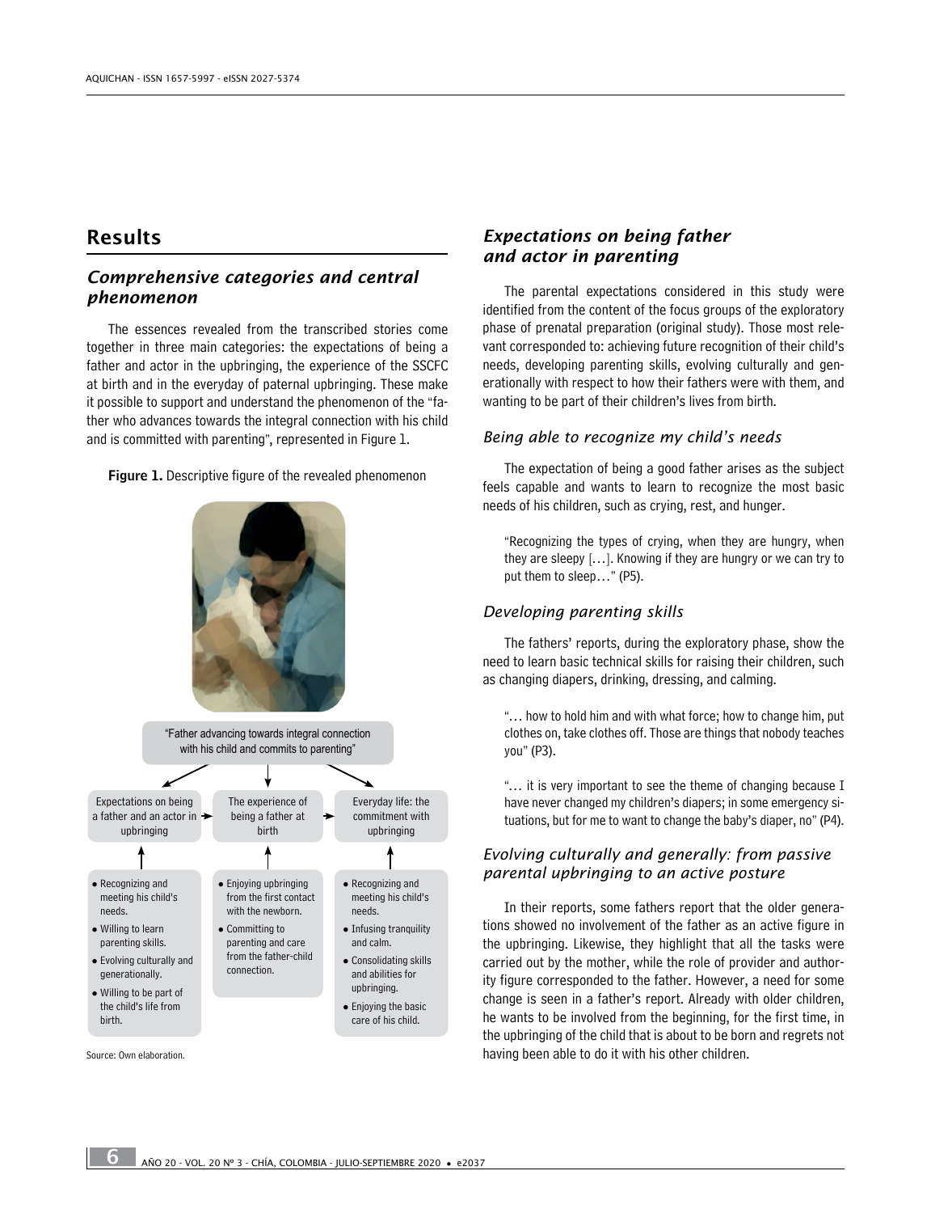## Results

### Comprehensive categories and central phenomenon

The essences revealed from the transcribed stories come together in three main categories: the expectations of being a father and actor in the upbringing, the experience of the SSCFC at birth and in the everyday of paternal upbringing. These make it possible to support and understand the phenomenon of the "father who advances towards the integral connection with his child and is committed with parenting", represented in Figure 1.

**Figure 1.** Descriptive figure of the revealed phenomenon

"Father advancing towards integral connection with his child and commits to parenting"

| Expectations on being a father and an actor in upbringing | The experience of being a father at birth | Everyday life: the commitment with upbringing |
|---|---|---|
| • Recognizing and meeting his child's needs.<br>• Willing to learn parenting skills.<br>• Evolving culturally and generationally.<br>• Willing to be part of the child's life from birth. | • Enjoying upbringing from the first contact with the newborn.<br>• Committing to parenting and care from the father-child connection. | • Recognizing and meeting his child's needs.<br>• Infusing tranquility and calm.<br>• Consolidating skills and abilities for upbringing.<br>• Enjoying the basic care of his child. |

Source: Own elaboration.

### Expectations on being father and actor in parenting

The parental expectations considered in this study were identified from the content of the focus groups of the exploratory phase of prenatal preparation (original study). Those most relevant corresponded to: achieving future recognition of their child's needs, developing parenting skills, evolving culturally and generationally with respect to how their fathers were with them, and wanting to be part of their children's lives from birth.

#### Being able to recognize my child's needs

The expectation of being a good father arises as the subject feels capable and wants to learn to recognize the most basic needs of his children, such as crying, rest, and hunger.

> "Recognizing the types of crying, when they are hungry, when they are sleepy [...]. Knowing if they are hungry or we can try to put them to sleep..." (P5).

#### Developing parenting skills

The fathers' reports, during the exploratory phase, show the need to learn basic technical skills for raising their children, such as changing diapers, drinking, dressing, and calming.

> "... how to hold him and with what force; how to change him, put clothes on, take clothes off. Those are things that nobody teaches you" (P3).

> "... it is very important to see the theme of changing because I have never changed my children's diapers; in some emergency situations, but for me to want to change the baby's diaper, no" (P4).

#### Evolving culturally and generally: from passive parental upbringing to an active posture

In their reports, some fathers report that the older generations showed no involvement of the father as an active figure in the upbringing. Likewise, they highlight that all the tasks were carried out by the mother, while the role of provider and authority figure corresponded to the father. However, a need for some change is seen in a father's report. Already with older children, he wants to be involved from the beginning, for the first time, in the upbringing of the child that is about to be born and regrets not having been able to do it with his other children.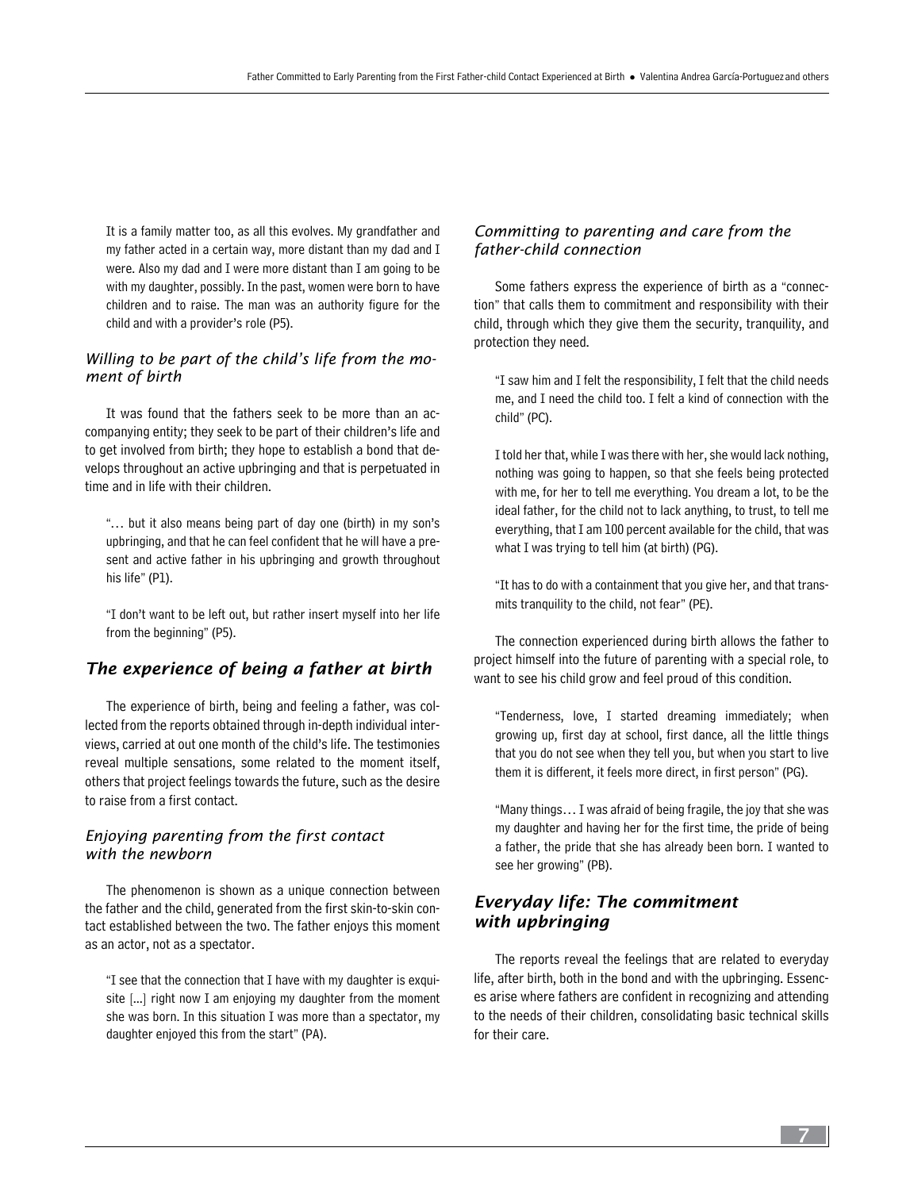> It is a family matter too, as all this evolves. My grandfather and my father acted in a certain way, more distant than my dad and I were. Also my dad and I were more distant than I am going to be with my daughter, possibly. In the past, women were born to have children and to raise. The man was an authority figure for the child and with a provider's role (P5).

### *Willing to be part of the child's life from the moment of birth*

It was found that the fathers seek to be more than an accompanying entity; they seek to be part of their children's life and to get involved from birth; they hope to establish a bond that develops throughout an active upbringing and that is perpetuated in time and in life with their children.

> "… but it also means being part of day one (birth) in my son's upbringing, and that he can feel confident that he will have a present and active father in his upbringing and growth throughout his life" (P1).

> "I don't want to be left out, but rather insert myself into her life from the beginning" (P5).

## *The experience of being a father at birth*

The experience of birth, being and feeling a father, was collected from the reports obtained through in-depth individual interviews, carried at out one month of the child's life. The testimonies reveal multiple sensations, some related to the moment itself, others that project feelings towards the future, such as the desire to raise from a first contact.

### *Enjoying parenting from the first contact with the newborn*

The phenomenon is shown as a unique connection between the father and the child, generated from the first skin-to-skin contact established between the two. The father enjoys this moment as an actor, not as a spectator.

> "I see that the connection that I have with my daughter is exquisite [...] right now I am enjoying my daughter from the moment she was born. In this situation I was more than a spectator, my daughter enjoyed this from the start" (PA).

### *Committing to parenting and care from the father-child connection*

Some fathers express the experience of birth as a "connection" that calls them to commitment and responsibility with their child, through which they give them the security, tranquility, and protection they need.

> "I saw him and I felt the responsibility, I felt that the child needs me, and I need the child too. I felt a kind of connection with the child" (PC).

> I told her that, while I was there with her, she would lack nothing, nothing was going to happen, so that she feels being protected with me, for her to tell me everything. You dream a lot, to be the ideal father, for the child not to lack anything, to trust, to tell me everything, that I am 100 percent available for the child, that was what I was trying to tell him (at birth) (PG).

> "It has to do with a containment that you give her, and that transmits tranquility to the child, not fear" (PE).

The connection experienced during birth allows the father to project himself into the future of parenting with a special role, to want to see his child grow and feel proud of this condition.

> "Tenderness, love, I started dreaming immediately; when growing up, first day at school, first dance, all the little things that you do not see when they tell you, but when you start to live them it is different, it feels more direct, in first person" (PG).

> "Many things… I was afraid of being fragile, the joy that she was my daughter and having her for the first time, the pride of being a father, the pride that she has already been born. I wanted to see her growing" (PB).

## *Everyday life: The commitment with upbringing*

The reports reveal the feelings that are related to everyday life, after birth, both in the bond and with the upbringing. Essences arise where fathers are confident in recognizing and attending to the needs of their children, consolidating basic technical skills for their care.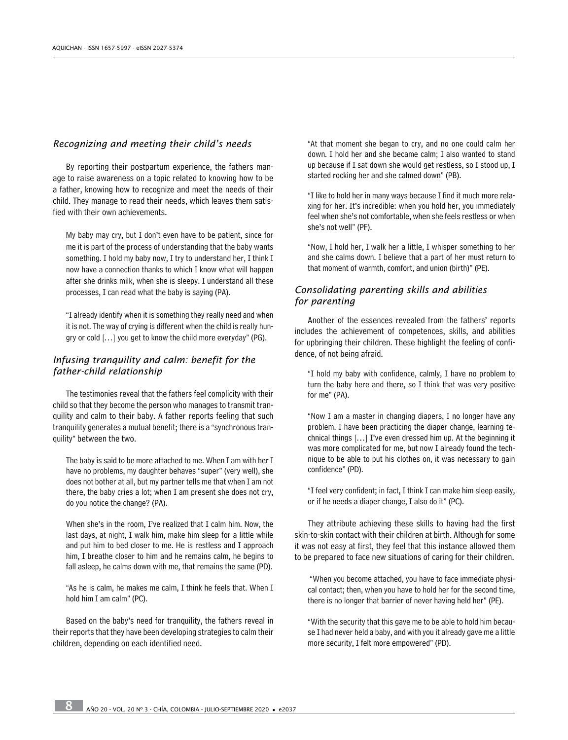### *Recognizing and meeting their child's needs*

By reporting their postpartum experience, the fathers manage to raise awareness on a topic related to knowing how to be a father, knowing how to recognize and meet the needs of their child. They manage to read their needs, which leaves them satisfied with their own achievements.

> My baby may cry, but I don't even have to be patient, since for me it is part of the process of understanding that the baby wants something. I hold my baby now, I try to understand her, I think I now have a connection thanks to which I know what will happen after she drinks milk, when she is sleepy. I understand all these processes, I can read what the baby is saying (PA).

> "I already identify when it is something they really need and when it is not. The way of crying is different when the child is really hungry or cold [...] you get to know the child more everyday" (PG).

### *Infusing tranquility and calm: benefit for the father-child relationship*

The testimonies reveal that the fathers feel complicity with their child so that they become the person who manages to transmit tranquility and calm to their baby. A father reports feeling that such tranquility generates a mutual benefit; there is a "synchronous tranquility" between the two.

> The baby is said to be more attached to me. When I am with her I have no problems, my daughter behaves "super" (very well), she does not bother at all, but my partner tells me that when I am not there, the baby cries a lot; when I am present she does not cry, do you notice the change? (PA).

> When she's in the room, I've realized that I calm him. Now, the last days, at night, I walk him, make him sleep for a little while and put him to bed closer to me. He is restless and I approach him, I breathe closer to him and he remains calm, he begins to fall asleep, he calms down with me, that remains the same (PD).

> "As he is calm, he makes me calm, I think he feels that. When I hold him I am calm" (PC).

Based on the baby's need for tranquility, the fathers reveal in their reports that they have been developing strategies to calm their children, depending on each identified need.

> "At that moment she began to cry, and no one could calm her down. I hold her and she became calm; I also wanted to stand up because if I sat down she would get restless, so I stood up, I started rocking her and she calmed down" (PB).

> "I like to hold her in many ways because I find it much more relaxing for her. It's incredible: when you hold her, you immediately feel when she's not comfortable, when she feels restless or when she's not well" (PF).

> "Now, I hold her, I walk her a little, I whisper something to her and she calms down. I believe that a part of her must return to that moment of warmth, comfort, and union (birth)" (PE).

### *Consolidating parenting skills and abilities for parenting*

Another of the essences revealed from the fathers' reports includes the achievement of competences, skills, and abilities for upbringing their children. These highlight the feeling of confidence, of not being afraid.

> "I hold my baby with confidence, calmly, I have no problem to turn the baby here and there, so I think that was very positive for me" (PA).

> "Now I am a master in changing diapers, I no longer have any problem. I have been practicing the diaper change, learning technical things [...] I've even dressed him up. At the beginning it was more complicated for me, but now I already found the technique to be able to put his clothes on, it was necessary to gain confidence" (PD).

> "I feel very confident; in fact, I think I can make him sleep easily, or if he needs a diaper change, I also do it" (PC).

They attribute achieving these skills to having had the first skin-to-skin contact with their children at birth. Although for some it was not easy at first, they feel that this instance allowed them to be prepared to face new situations of caring for their children.

> "When you become attached, you have to face immediate physical contact; then, when you have to hold her for the second time, there is no longer that barrier of never having held her" (PE).

> "With the security that this gave me to be able to hold him because I had never held a baby, and with you it already gave me a little more security, I felt more empowered" (PD).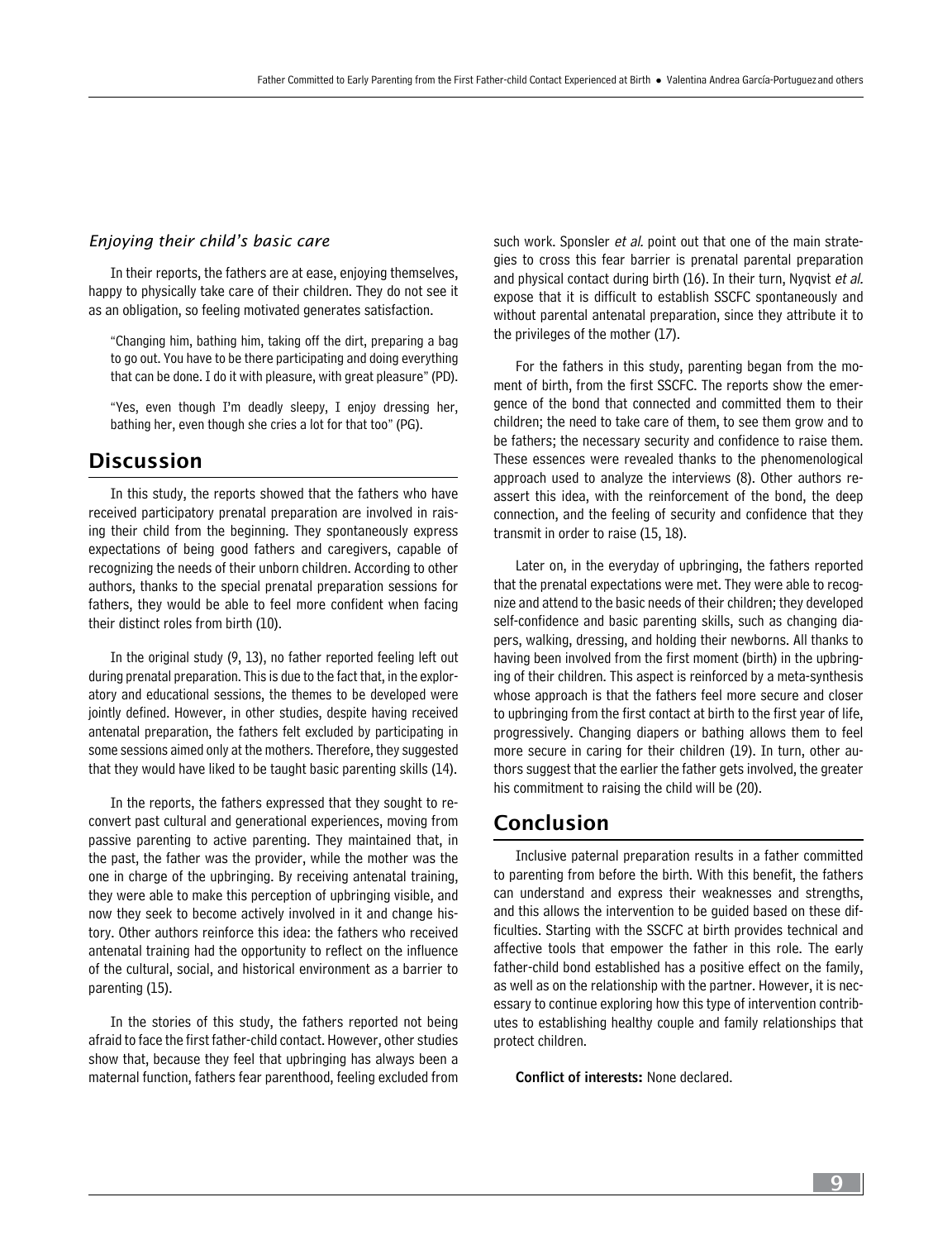### *Enjoying their child's basic care*

In their reports, the fathers are at ease, enjoying themselves, happy to physically take care of their children. They do not see it as an obligation, so feeling motivated generates satisfaction.

"Changing him, bathing him, taking off the dirt, preparing a bag to go out. You have to be there participating and doing everything that can be done. I do it with pleasure, with great pleasure" (PD).

"Yes, even though I'm deadly sleepy, I enjoy dressing her, bathing her, even though she cries a lot for that too" (PG).

## Discussion

In this study, the reports showed that the fathers who have received participatory prenatal preparation are involved in raising their child from the beginning. They spontaneously express expectations of being good fathers and caregivers, capable of recognizing the needs of their unborn children. According to other authors, thanks to the special prenatal preparation sessions for fathers, they would be able to feel more confident when facing their distinct roles from birth (10).

In the original study (9, 13), no father reported feeling left out during prenatal preparation. This is due to the fact that, in the exploratory and educational sessions, the themes to be developed were jointly defined. However, in other studies, despite having received antenatal preparation, the fathers felt excluded by participating in some sessions aimed only at the mothers. Therefore, they suggested that they would have liked to be taught basic parenting skills (14).

In the reports, the fathers expressed that they sought to reconvert past cultural and generational experiences, moving from passive parenting to active parenting. They maintained that, in the past, the father was the provider, while the mother was the one in charge of the upbringing. By receiving antenatal training, they were able to make this perception of upbringing visible, and now they seek to become actively involved in it and change history. Other authors reinforce this idea: the fathers who received antenatal training had the opportunity to reflect on the influence of the cultural, social, and historical environment as a barrier to parenting (15).

In the stories of this study, the fathers reported not being afraid to face the first father-child contact. However, other studies show that, because they feel that upbringing has always been a maternal function, fathers fear parenthood, feeling excluded from such work. Sponsler *et al.* point out that one of the main strategies to cross this fear barrier is prenatal parental preparation and physical contact during birth (16). In their turn, Nyqvist *et al.* expose that it is difficult to establish SSCFC spontaneously and without parental antenatal preparation, since they attribute it to the privileges of the mother (17).

For the fathers in this study, parenting began from the moment of birth, from the first SSCFC. The reports show the emergence of the bond that connected and committed them to their children; the need to take care of them, to see them grow and to be fathers; the necessary security and confidence to raise them. These essences were revealed thanks to the phenomenological approach used to analyze the interviews (8). Other authors reassert this idea, with the reinforcement of the bond, the deep connection, and the feeling of security and confidence that they transmit in order to raise (15, 18).

Later on, in the everyday of upbringing, the fathers reported that the prenatal expectations were met. They were able to recognize and attend to the basic needs of their children; they developed self-confidence and basic parenting skills, such as changing diapers, walking, dressing, and holding their newborns. All thanks to having been involved from the first moment (birth) in the upbringing of their children. This aspect is reinforced by a meta-synthesis whose approach is that the fathers feel more secure and closer to upbringing from the first contact at birth to the first year of life, progressively. Changing diapers or bathing allows them to feel more secure in caring for their children (19). In turn, other authors suggest that the earlier the father gets involved, the greater his commitment to raising the child will be (20).

## Conclusion

Inclusive paternal preparation results in a father committed to parenting from before the birth. With this benefit, the fathers can understand and express their weaknesses and strengths, and this allows the intervention to be guided based on these difficulties. Starting with the SSCFC at birth provides technical and affective tools that empower the father in this role. The early father-child bond established has a positive effect on the family, as well as on the relationship with the partner. However, it is necessary to continue exploring how this type of intervention contributes to establishing healthy couple and family relationships that protect children.

**Conflict of interests:** None declared.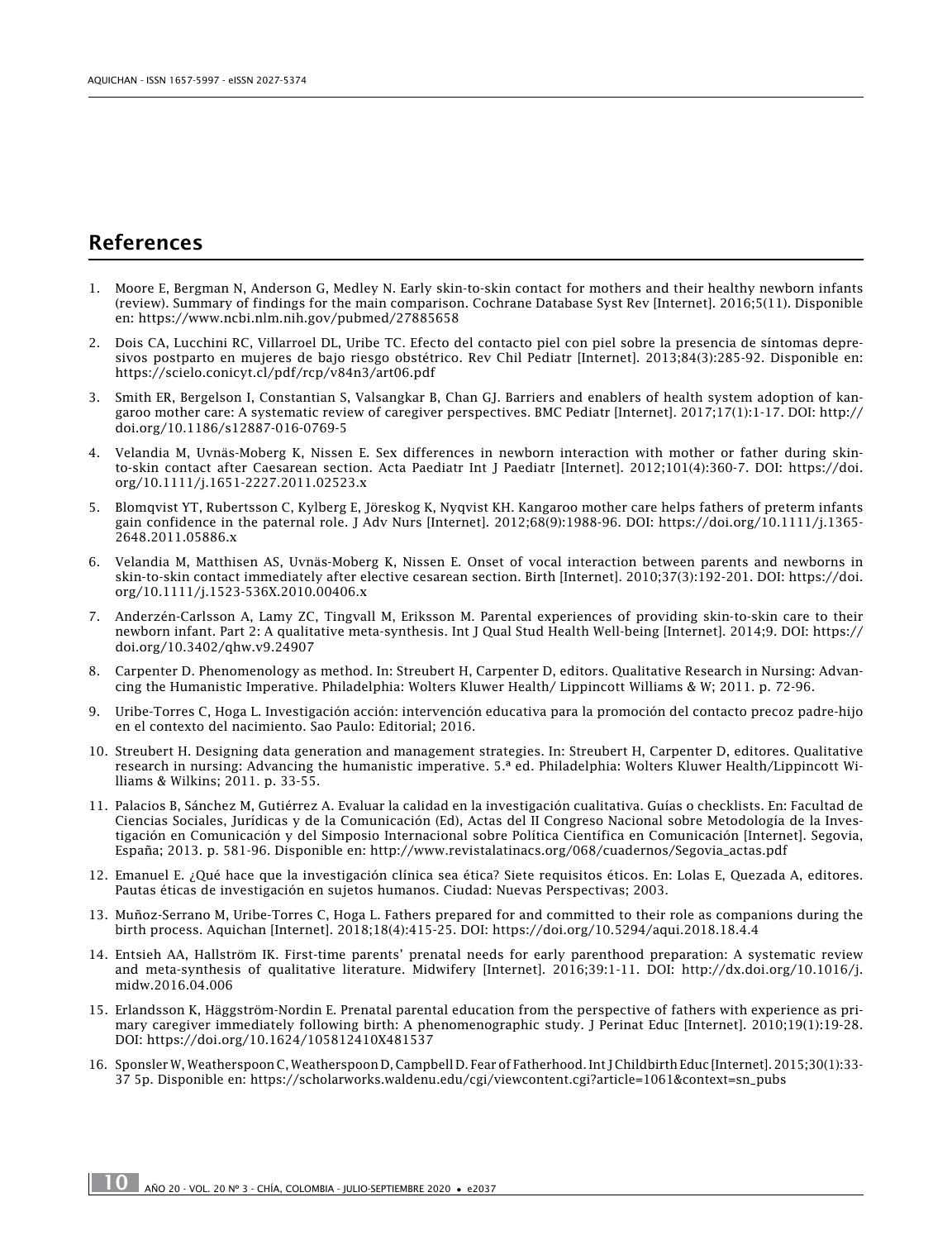## References

1. Moore E, Bergman N, Anderson G, Medley N. Early skin-to-skin contact for mothers and their healthy newborn infants (review). Summary of findings for the main comparison. Cochrane Database Syst Rev [Internet]. 2016;5(11). Disponible en: https://www.ncbi.nlm.nih.gov/pubmed/27885658
2. Dois CA, Lucchini RC, Villarroel DL, Uribe TC. Efecto del contacto piel con piel sobre la presencia de síntomas depresivos postparto en mujeres de bajo riesgo obstétrico. Rev Chil Pediatr [Internet]. 2013;84(3):285-92. Disponible en: https://scielo.conicyt.cl/pdf/rcp/v84n3/art06.pdf
3. Smith ER, Bergelson I, Constantian S, Valsangkar B, Chan GJ. Barriers and enablers of health system adoption of kangaroo mother care: A systematic review of caregiver perspectives. BMC Pediatr [Internet]. 2017;17(1):1-17. DOI: http://doi.org/10.1186/s12887-016-0769-5
4. Velandia M, Uvnäs-Moberg K, Nissen E. Sex differences in newborn interaction with mother or father during skin-to-skin contact after Caesarean section. Acta Paediatr Int J Paediatr [Internet]. 2012;101(4):360-7. DOI: https://doi.org/10.1111/j.1651-2227.2011.02523.x
5. Blomqvist YT, Rubertsson C, Kylberg E, Jöreskog K, Nyqvist KH. Kangaroo mother care helps fathers of preterm infants gain confidence in the paternal role. J Adv Nurs [Internet]. 2012;68(9):1988-96. DOI: https://doi.org/10.1111/j.1365-2648.2011.05886.x
6. Velandia M, Matthisen AS, Uvnäs-Moberg K, Nissen E. Onset of vocal interaction between parents and newborns in skin-to-skin contact immediately after elective cesarean section. Birth [Internet]. 2010;37(3):192-201. DOI: https://doi.org/10.1111/j.1523-536X.2010.00406.x
7. Anderzén-Carlsson A, Lamy ZC, Tingvall M, Eriksson M. Parental experiences of providing skin-to-skin care to their newborn infant. Part 2: A qualitative meta-synthesis. Int J Qual Stud Health Well-being [Internet]. 2014;9. DOI: https://doi.org/10.3402/qhw.v9.24907
8. Carpenter D. Phenomenology as method. In: Streubert H, Carpenter D, editors. Qualitative Research in Nursing: Advancing the Humanistic Imperative. Philadelphia: Wolters Kluwer Health/ Lippincott Williams & W; 2011. p. 72-96.
9. Uribe-Torres C, Hoga L. Investigación acción: intervención educativa para la promoción del contacto precoz padre-hijo en el contexto del nacimiento. Sao Paulo: Editorial; 2016.
10. Streubert H. Designing data generation and management strategies. In: Streubert H, Carpenter D, editores. Qualitative research in nursing: Advancing the humanistic imperative. 5.ª ed. Philadelphia: Wolters Kluwer Health/Lippincott Williams & Wilkins; 2011. p. 33-55.
11. Palacios B, Sánchez M, Gutiérrez A. Evaluar la calidad en la investigación cualitativa. Guías o checklists. En: Facultad de Ciencias Sociales, Jurídicas y de la Comunicación (Ed), Actas del II Congreso Nacional sobre Metodología de la Investigación en Comunicación y del Simposio Internacional sobre Política Científica en Comunicación [Internet]. Segovia, España; 2013. p. 581-96. Disponible en: http://www.revistalatinacs.org/068/cuadernos/Segovia_actas.pdf
12. Emanuel E. ¿Qué hace que la investigación clínica sea ética? Siete requisitos éticos. En: Lolas E, Quezada A, editores. Pautas éticas de investigación en sujetos humanos. Ciudad: Nuevas Perspectivas; 2003.
13. Muñoz-Serrano M, Uribe-Torres C, Hoga L. Fathers prepared for and committed to their role as companions during the birth process. Aquichan [Internet]. 2018;18(4):415-25. DOI: https://doi.org/10.5294/aqui.2018.18.4.4
14. Entsieh AA, Hallström IK. First-time parents' prenatal needs for early parenthood preparation: A systematic review and meta-synthesis of qualitative literature. Midwifery [Internet]. 2016;39:1-11. DOI: http://dx.doi.org/10.1016/j.midw.2016.04.006
15. Erlandsson K, Häggström-Nordin E. Prenatal parental education from the perspective of fathers with experience as primary caregiver immediately following birth: A phenomenographic study. J Perinat Educ [Internet]. 2010;19(1):19-28. DOI: https://doi.org/10.1624/105812410X481537
16. Sponsler W, Weatherspoon C, Weatherspoon D, Campbell D. Fear of Fatherhood. Int J Childbirth Educ [Internet]. 2015;30(1):33-37 5p. Disponible en: https://scholarworks.waldenu.edu/cgi/viewcontent.cgi?article=1061&context=sn_pubs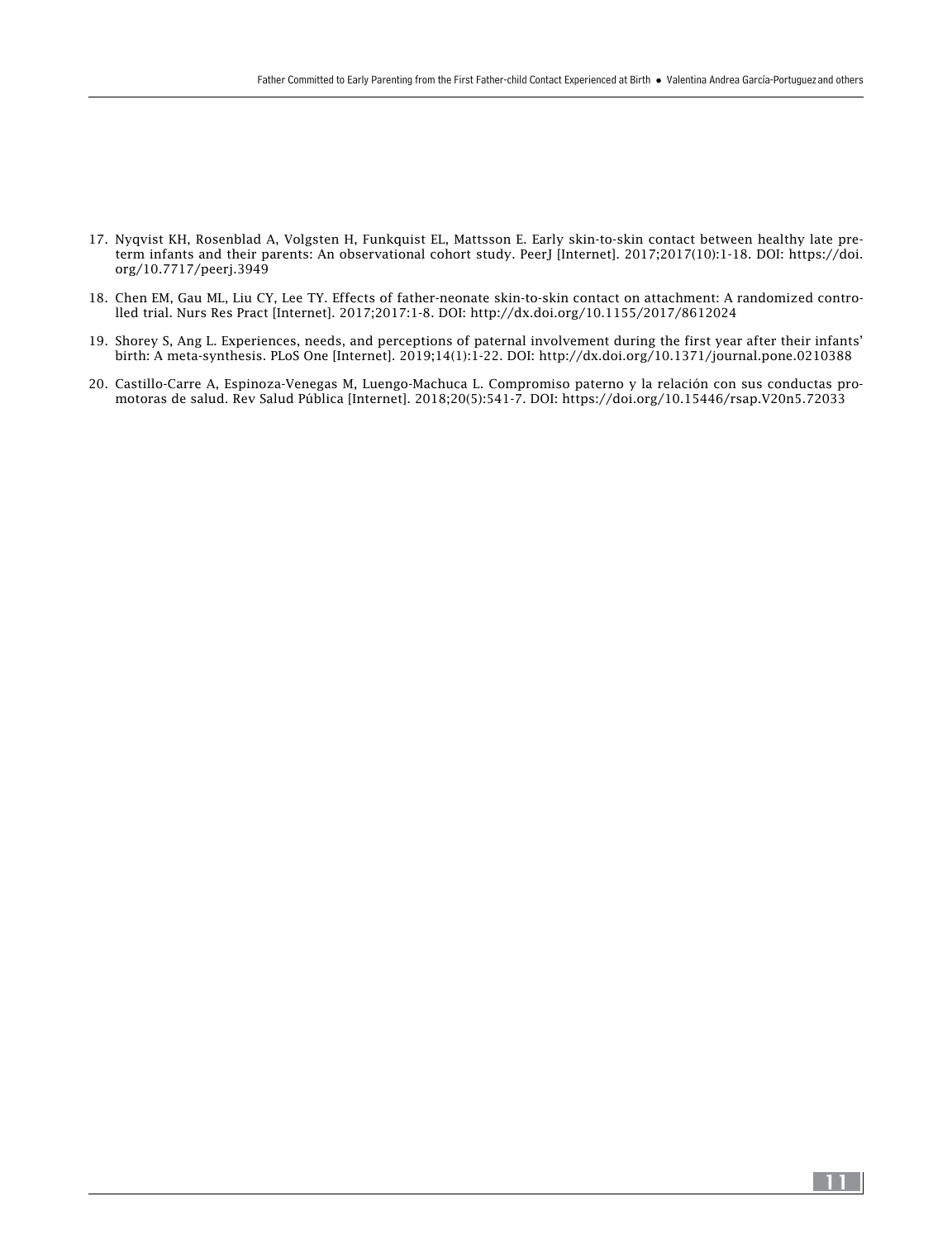17. Nyqvist KH, Rosenblad A, Volgsten H, Funkquist EL, Mattsson E. Early skin-to-skin contact between healthy late preterm infants and their parents: An observational cohort study. PeerJ [Internet]. 2017;2017(10):1-18. DOI: https://doi.org/10.7717/peerj.3949

18. Chen EM, Gau ML, Liu CY, Lee TY. Effects of father-neonate skin-to-skin contact on attachment: A randomized controlled trial. Nurs Res Pract [Internet]. 2017;2017:1-8. DOI: http://dx.doi.org/10.1155/2017/8612024

19. Shorey S, Ang L. Experiences, needs, and perceptions of paternal involvement during the first year after their infants' birth: A meta-synthesis. PLoS One [Internet]. 2019;14(1):1-22. DOI: http://dx.doi.org/10.1371/journal.pone.0210388

20. Castillo-Carre A, Espinoza-Venegas M, Luengo-Machuca L. Compromiso paterno y la relación con sus conductas promotoras de salud. Rev Salud Pública [Internet]. 2018;20(5):541-7. DOI: https://doi.org/10.15446/rsap.V20n5.72033